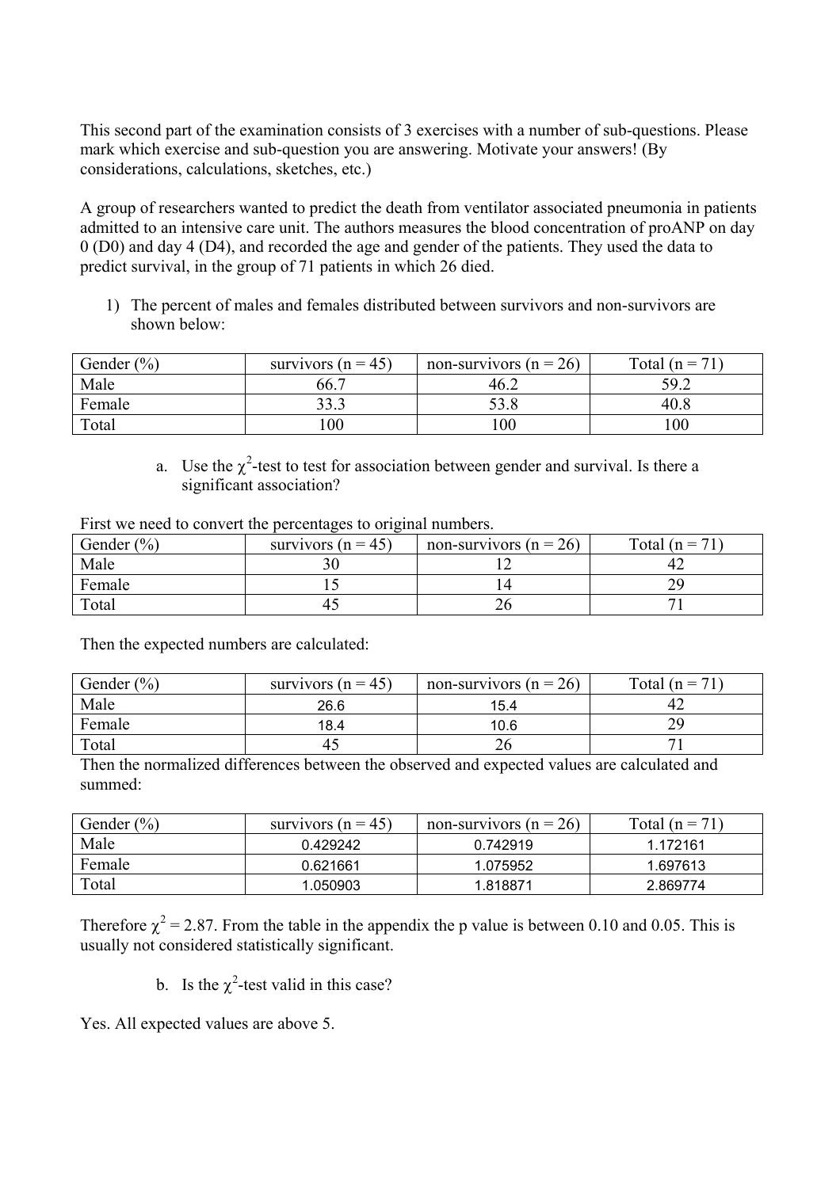This second part of the examination consists of 3 exercises with a number of sub-questions. Please mark which exercise and sub-question you are answering. Motivate your answers! (By considerations, calculations, sketches, etc.)

A group of researchers wanted to predict the death from ventilator associated pneumonia in patients admitted to an intensive care unit. The authors measures the blood concentration of proANP on day 0 (D0) and day 4 (D4), and recorded the age and gender of the patients. They used the data to predict survival, in the group of 71 patients in which 26 died.

1) The percent of males and females distributed between survivors and non-survivors are shown below:

| Gender (%) | survivors (n = 45) | non-survivors (n = 26) | Total (n = 71) |
|---|---|---|---|
| Male | 66.7 | 46.2 | 59.2 |
| Female | 33.3 | 53.8 | 40.8 |
| Total | 100 | 100 | 100 |

a. Use the $\chi^2$-test to test for association between gender and survival. Is there a significant association?

First we need to convert the percentages to original numbers.

| Gender (%) | survivors (n = 45) | non-survivors (n = 26) | Total (n = 71) |
|---|---|---|---|
| Male | 30 | 12 | 42 |
| Female | 15 | 14 | 29 |
| Total | 45 | 26 | 71 |

Then the expected numbers are calculated:

| Gender (%) | survivors (n = 45) | non-survivors (n = 26) | Total (n = 71) |
|---|---|---|---|
| Male | 26.6 | 15.4 | 42 |
| Female | 18.4 | 10.6 | 29 |
| Total | 45 | 26 | 71 |

Then the normalized differences between the observed and expected values are calculated and summed:

| Gender (%) | survivors (n = 45) | non-survivors (n = 26) | Total (n = 71) |
|---|---|---|---|
| Male | 0.429242 | 0.742919 | 1.172161 |
| Female | 0.621661 | 1.075952 | 1.697613 |
| Total | 1.050903 | 1.818871 | 2.869774 |

Therefore $\chi^2 = 2.87$. From the table in the appendix the p value is between 0.10 and 0.05. This is usually not considered statistically significant.

b. Is the $\chi^2$-test valid in this case?

Yes. All expected values are above 5.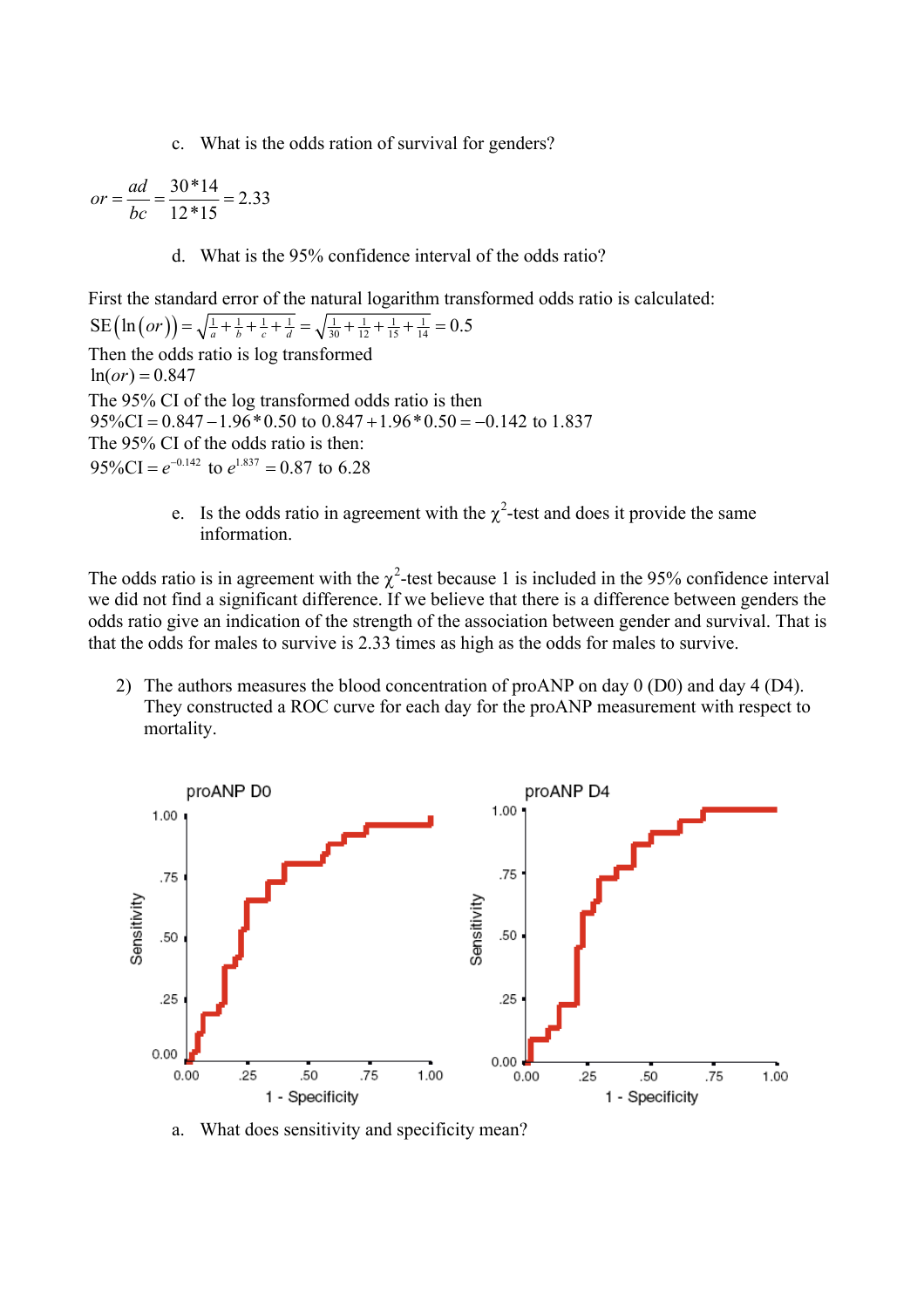c. What is the odds ration of survival for genders?

$$or = \frac{ad}{bc} = \frac{30*14}{12*15} = 2.33$$

d. What is the 95% confidence interval of the odds ratio?

First the standard error of the natural logarithm transformed odds ratio is calculated:

$$\text{SE}\left(\ln(or)\right) = \sqrt{\tfrac{1}{a}+\tfrac{1}{b}+\tfrac{1}{c}+\tfrac{1}{d}} = \sqrt{\tfrac{1}{30}+\tfrac{1}{12}+\tfrac{1}{15}+\tfrac{1}{14}} = 0.5$$

Then the odds ratio is log transformed

$$\ln(or) = 0.847$$

The 95% CI of the log transformed odds ratio is then

$$95\%\text{CI} = 0.847 - 1.96*0.50 \text{ to } 0.847 + 1.96*0.50 = -0.142 \text{ to } 1.837$$

The 95% CI of the odds ratio is then:

$$95\%\text{CI} = e^{-0.142} \text{ to } e^{1.837} = 0.87 \text{ to } 6.28$$

e. Is the odds ratio in agreement with the $\chi^2$-test and does it provide the same information.

The odds ratio is in agreement with the $\chi^2$-test because 1 is included in the 95% confidence interval we did not find a significant difference. If we believe that there is a difference between genders the odds ratio give an indication of the strength of the association between gender and survival. That is that the odds for males to survive is 2.33 times as high as the odds for males to survive.

2) The authors measures the blood concentration of proANP on day 0 (D0) and day 4 (D4). They constructed a ROC curve for each day for the proANP measurement with respect to mortality.

a. What does sensitivity and specificity mean?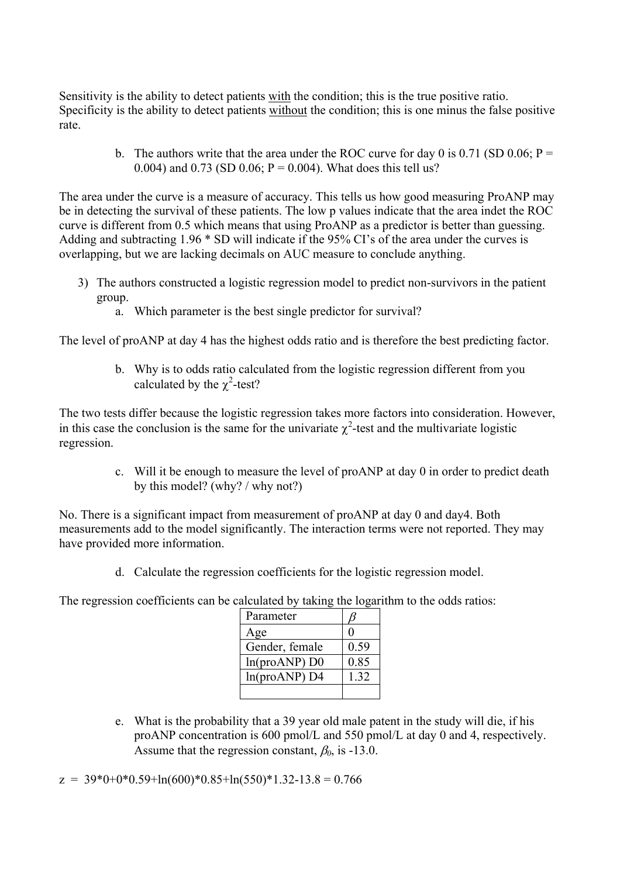Sensitivity is the ability to detect patients <u>with</u> the condition; this is the true positive ratio. Specificity is the ability to detect patients <u>without</u> the condition; this is one minus the false positive rate.

b. The authors write that the area under the ROC curve for day 0 is 0.71 (SD 0.06; P = 0.004) and 0.73 (SD 0.06; P = 0.004). What does this tell us?

The area under the curve is a measure of accuracy. This tells us how good measuring ProANP may be in detecting the survival of these patients. The low p values indicate that the area indet the ROC curve is different from 0.5 which means that using ProANP as a predictor is better than guessing. Adding and subtracting 1.96 * SD will indicate if the 95% CI's of the area under the curves is overlapping, but we are lacking decimals on AUC measure to conclude anything.

3) The authors constructed a logistic regression model to predict non-survivors in the patient group.
   a. Which parameter is the best single predictor for survival?

The level of proANP at day 4 has the highest odds ratio and is therefore the best predicting factor.

b. Why is to odds ratio calculated from the logistic regression different from you calculated by the $\chi^2$-test?

The two tests differ because the logistic regression takes more factors into consideration. However, in this case the conclusion is the same for the univariate $\chi^2$-test and the multivariate logistic regression.

c. Will it be enough to measure the level of proANP at day 0 in order to predict death by this model? (why? / why not?)

No. There is a significant impact from measurement of proANP at day 0 and day4. Both measurements add to the model significantly. The interaction terms were not reported. They may have provided more information.

d. Calculate the regression coefficients for the logistic regression model.

The regression coefficients can be calculated by taking the logarithm to the odds ratios:

| Parameter | $\beta$ |
|---|---|
| Age | 0 |
| Gender, female | 0.59 |
| ln(proANP) D0 | 0.85 |
| ln(proANP) D4 | 1.32 |
| | |

e. What is the probability that a 39 year old male patent in the study will die, if his proANP concentration is 600 pmol/L and 550 pmol/L at day 0 and 4, respectively. Assume that the regression constant, $\beta_0$, is -13.0.

z = 39*0+0*0.59+ln(600)*0.85+ln(550)*1.32-13.8 = 0.766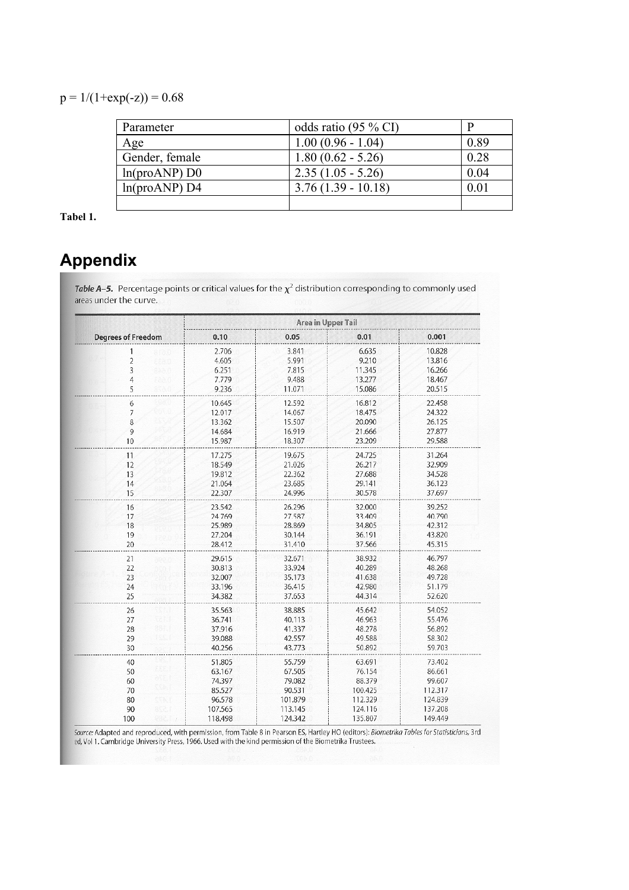$p = 1/(1+\exp(-z)) = 0.68$

| Parameter | odds ratio (95 % CI) | P |
|---|---|---|
| Age | 1.00 (0.96 - 1.04) | 0.89 |
| Gender, female | 1.80 (0.62 - 5.26) | 0.28 |
| ln(proANP) D0 | 2.35 (1.05 - 5.26) | 0.04 |
| ln(proANP) D4 | 3.76 (1.39 - 10.18) | 0.01 |
| | | |

**Tabel 1.**

# Appendix

*Table A–5.* Percentage points or critical values for the $\chi^2$ distribution corresponding to commonly used areas under the curve.

| Degrees of Freedom | Area in Upper Tail 0.10 | 0.05 | 0.01 | 0.001 |
|---|---|---|---|---|
| 1 | 2.706 | 3.841 | 6.635 | 10.828 |
| 2 | 4.605 | 5.991 | 9.210 | 13.816 |
| 3 | 6.251 | 7.815 | 11.345 | 16.266 |
| 4 | 7.779 | 9.488 | 13.277 | 18.467 |
| 5 | 9.236 | 11.071 | 15.086 | 20.515 |
| 6 | 10.645 | 12.592 | 16.812 | 22.458 |
| 7 | 12.017 | 14.067 | 18.475 | 24.322 |
| 8 | 13.362 | 15.507 | 20.090 | 26.125 |
| 9 | 14.684 | 16.919 | 21.666 | 27.877 |
| 10 | 15.987 | 18.307 | 23.209 | 29.588 |
| 11 | 17.275 | 19.675 | 24.725 | 31.264 |
| 12 | 18.549 | 21.026 | 26.217 | 32.909 |
| 13 | 19.812 | 22.362 | 27.688 | 34.528 |
| 14 | 21.064 | 23.685 | 29.141 | 36.123 |
| 15 | 22.307 | 24.996 | 30.578 | 37.697 |
| 16 | 23.542 | 26.296 | 32.000 | 39.252 |
| 17 | 24.769 | 27.587 | 33.409 | 40.790 |
| 18 | 25.989 | 28.869 | 34.805 | 42.312 |
| 19 | 27.204 | 30.144 | 36.191 | 43.820 |
| 20 | 28.412 | 31.410 | 37.566 | 45.315 |
| 21 | 29.615 | 32.671 | 38.932 | 46.797 |
| 22 | 30.813 | 33.924 | 40.289 | 48.268 |
| 23 | 32.007 | 35.173 | 41.638 | 49.728 |
| 24 | 33.196 | 36.415 | 42.980 | 51.179 |
| 25 | 34.382 | 37.653 | 44.314 | 52.620 |
| 26 | 35.563 | 38.885 | 45.642 | 54.052 |
| 27 | 36.741 | 40.113 | 46.963 | 55.476 |
| 28 | 37.916 | 41.337 | 48.278 | 56.892 |
| 29 | 39.088 | 42.557 | 49.588 | 58.302 |
| 30 | 40.256 | 43.773 | 50.892 | 59.703 |
| 40 | 51.805 | 55.759 | 63.691 | 73.402 |
| 50 | 63.167 | 67.505 | 76.154 | 86.661 |
| 60 | 74.397 | 79.082 | 88.379 | 99.607 |
| 70 | 85.527 | 90.531 | 100.425 | 112.317 |
| 80 | 96.578 | 101.879 | 112.329 | 124.839 |
| 90 | 107.565 | 113.145 | 124.116 | 137.208 |
| 100 | 118.498 | 124.342 | 135.807 | 149.449 |

*Source:* Adapted and reproduced, with permission, from Table 8 in Pearson ES, Hartley HO (editors): *Biometrika Tables for Statisticians*, 3rd ed, Vol 1. Cambridge University Press, 1966. Used with the kind permission of the Biometrika Trustees.